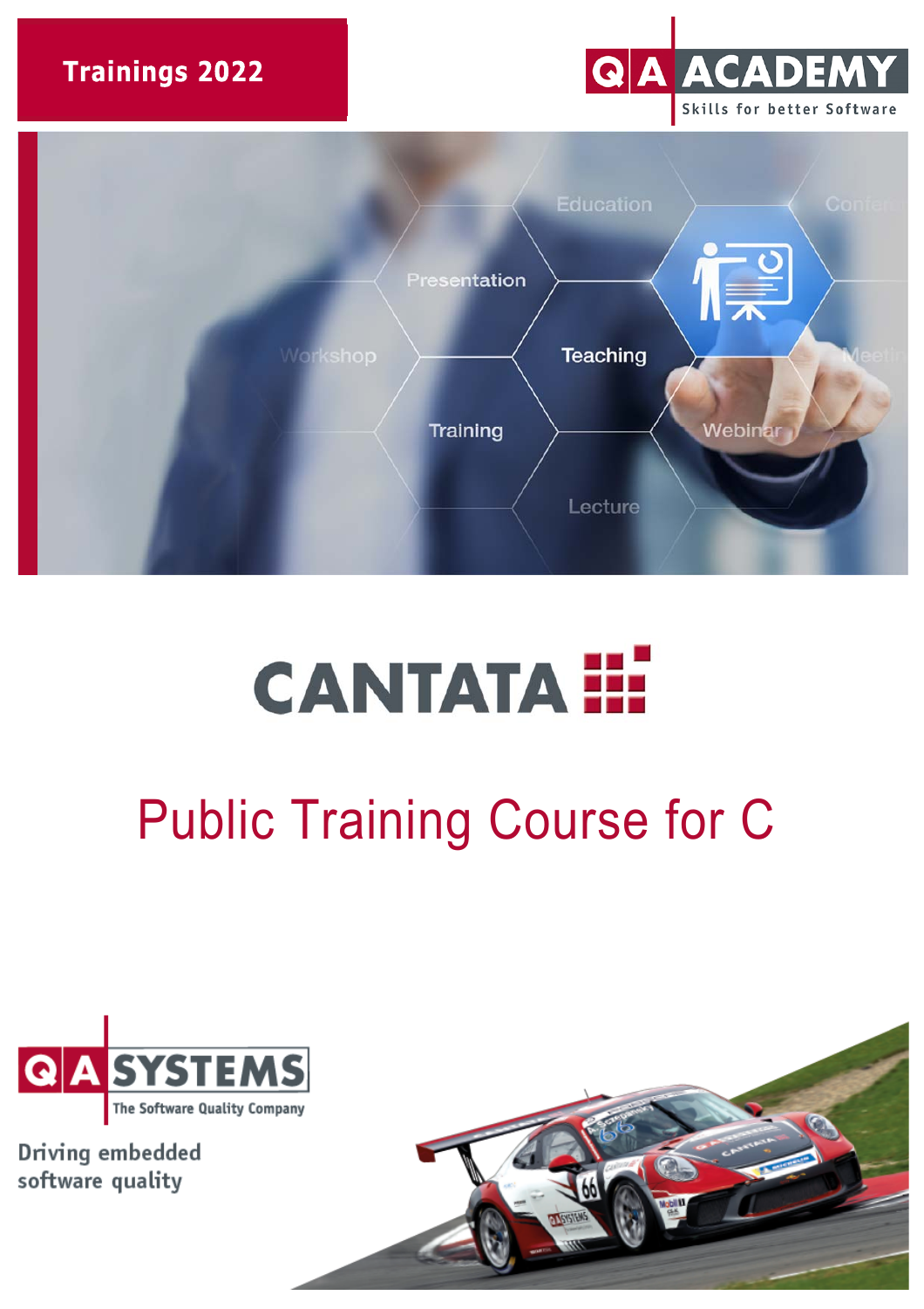Trainings 2022

QA ACADEMY
Skills for better Software

CANTATA

# Public Training Course for C

QA SYSTEMS
The Software Quality Company

Driving embedded software quality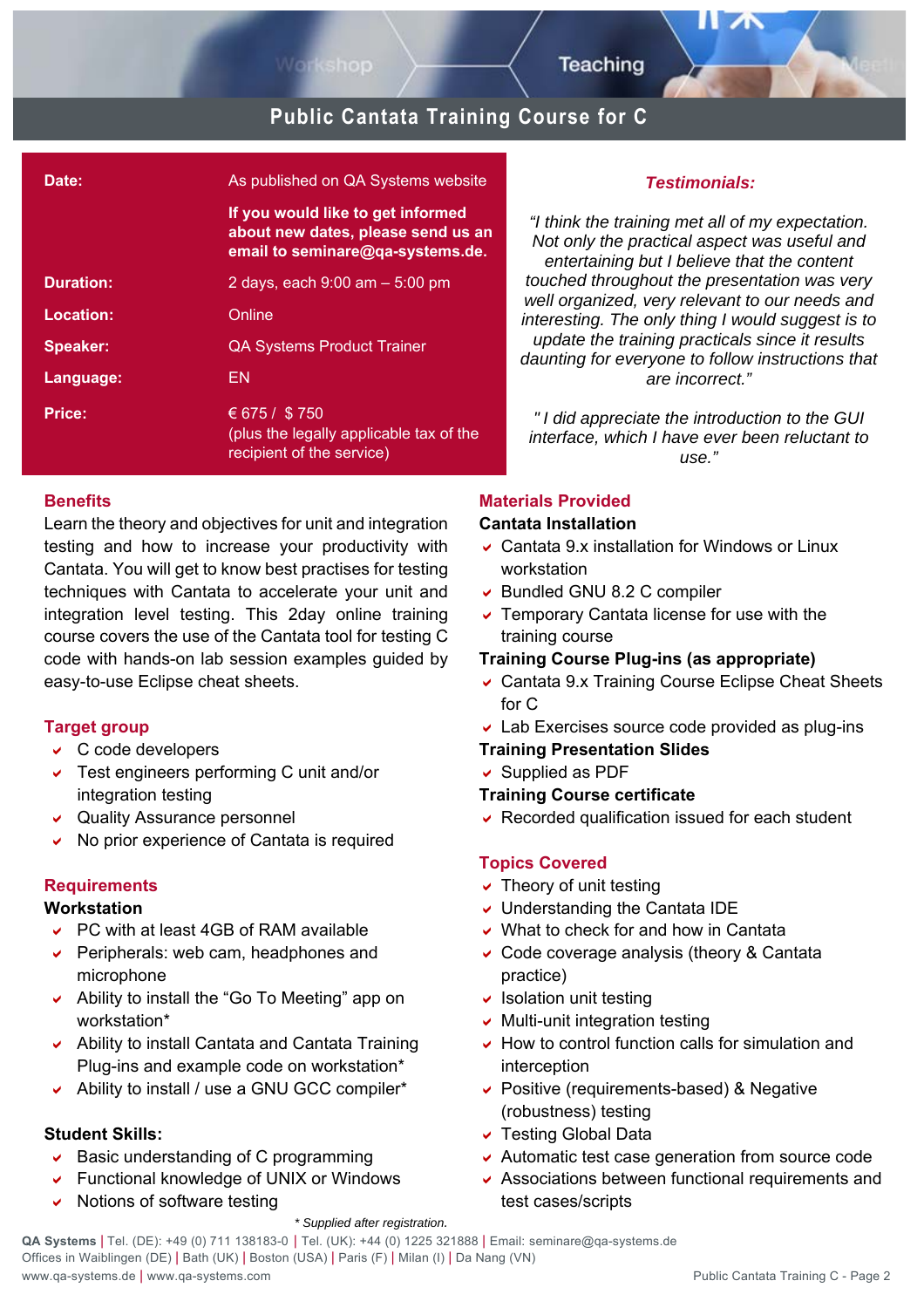# Public Cantata Training Course for C

| | |
|---|---|
| **Date:** | As published on QA Systems website |
| | **If you would like to get informed about new dates, please send us an email to seminare@qa-systems.de.** |
| **Duration:** | 2 days, each 9:00 am – 5:00 pm |
| **Location:** | Online |
| **Speaker:** | QA Systems Product Trainer |
| **Language:** | EN |
| **Price:** | € 675 / $ 750 (plus the legally applicable tax of the recipient of the service) |

### *Testimonials:*

*"I think the training met all of my expectation. Not only the practical aspect was useful and entertaining but I believe that the content touched throughout the presentation was very well organized, very relevant to our needs and interesting. The only thing I would suggest is to update the training practicals since it results daunting for everyone to follow instructions that are incorrect."*

*" I did appreciate the introduction to the GUI interface, which I have ever been reluctant to use."*

## Benefits

Learn the theory and objectives for unit and integration testing and how to increase your productivity with Cantata. You will get to know best practises for testing techniques with Cantata to accelerate your unit and integration level testing. This 2day online training course covers the use of the Cantata tool for testing C code with hands-on lab session examples guided by easy-to-use Eclipse cheat sheets.

## Target group

- C code developers
- Test engineers performing C unit and/or integration testing
- Quality Assurance personnel
- No prior experience of Cantata is required

## Requirements

**Workstation**

- PC with at least 4GB of RAM available
- Peripherals: web cam, headphones and microphone
- Ability to install the "Go To Meeting" app on workstation*
- Ability to install Cantata and Cantata Training Plug-ins and example code on workstation*
- Ability to install / use a GNU GCC compiler*

**Student Skills:**

- Basic understanding of C programming
- Functional knowledge of UNIX or Windows
- Notions of software testing

*\* Supplied after registration.*

## Materials Provided

**Cantata Installation**

- Cantata 9.x installation for Windows or Linux workstation
- Bundled GNU 8.2 C compiler
- Temporary Cantata license for use with the training course

**Training Course Plug-ins (as appropriate)**

- Cantata 9.x Training Course Eclipse Cheat Sheets for C
- Lab Exercises source code provided as plug-ins

**Training Presentation Slides**

- Supplied as PDF

**Training Course certificate**

- Recorded qualification issued for each student

## Topics Covered

- Theory of unit testing
- Understanding the Cantata IDE
- What to check for and how in Cantata
- Code coverage analysis (theory & Cantata practice)
- Isolation unit testing
- Multi-unit integration testing
- How to control function calls for simulation and interception
- Positive (requirements-based) & Negative (robustness) testing
- Testing Global Data
- Automatic test case generation from source code
- Associations between functional requirements and test cases/scripts

**QA Systems** | Tel. (DE): +49 (0) 711 138183-0 | Tel. (UK): +44 (0) 1225 321888 | Email: seminare@qa-systems.de
Offices in Waiblingen (DE) | Bath (UK) | Boston (USA) | Paris (F) | Milan (I) | Da Nang (VN)
www.qa-systems.de | www.qa-systems.com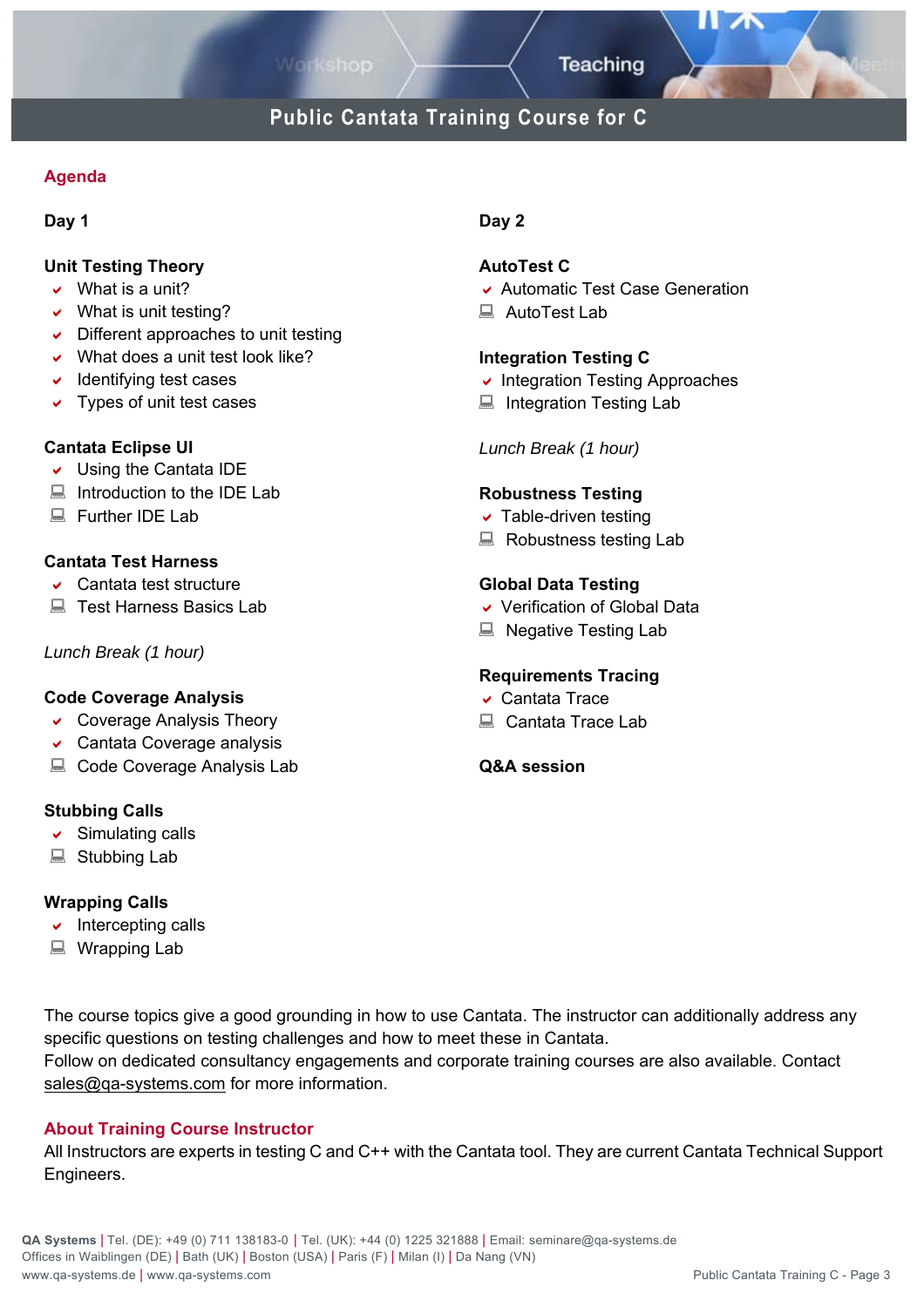# Public Cantata Training Course for C

## Agenda

### Day 1

**Unit Testing Theory**

- What is a unit?
- What is unit testing?
- Different approaches to unit testing
- What does a unit test look like?
- Identifying test cases
- Types of unit test cases

**Cantata Eclipse UI**

- Using the Cantata IDE
- Introduction to the IDE Lab
- Further IDE Lab

**Cantata Test Harness**

- Cantata test structure
- Test Harness Basics Lab

*Lunch Break (1 hour)*

**Code Coverage Analysis**

- Coverage Analysis Theory
- Cantata Coverage analysis
- Code Coverage Analysis Lab

**Stubbing Calls**

- Simulating calls
- Stubbing Lab

**Wrapping Calls**

- Intercepting calls
- Wrapping Lab

### Day 2

**AutoTest C**

- Automatic Test Case Generation
- AutoTest Lab

**Integration Testing C**

- Integration Testing Approaches
- Integration Testing Lab

*Lunch Break (1 hour)*

**Robustness Testing**

- Table-driven testing
- Robustness testing Lab

**Global Data Testing**

- Verification of Global Data
- Negative Testing Lab

**Requirements Tracing**

- Cantata Trace
- Cantata Trace Lab

**Q&A session**

The course topics give a good grounding in how to use Cantata. The instructor can additionally address any specific questions on testing challenges and how to meet these in Cantata.
Follow on dedicated consultancy engagements and corporate training courses are also available. Contact sales@qa-systems.com for more information.

## About Training Course Instructor

All Instructors are experts in testing C and C++ with the Cantata tool. They are current Cantata Technical Support Engineers.

**QA Systems** | Tel. (DE): +49 (0) 711 138183-0 | Tel. (UK): +44 (0) 1225 321888 | Email: seminare@qa-systems.de
Offices in Waiblingen (DE) | Bath (UK) | Boston (USA) | Paris (F) | Milan (I) | Da Nang (VN)
www.qa-systems.de | www.qa-systems.com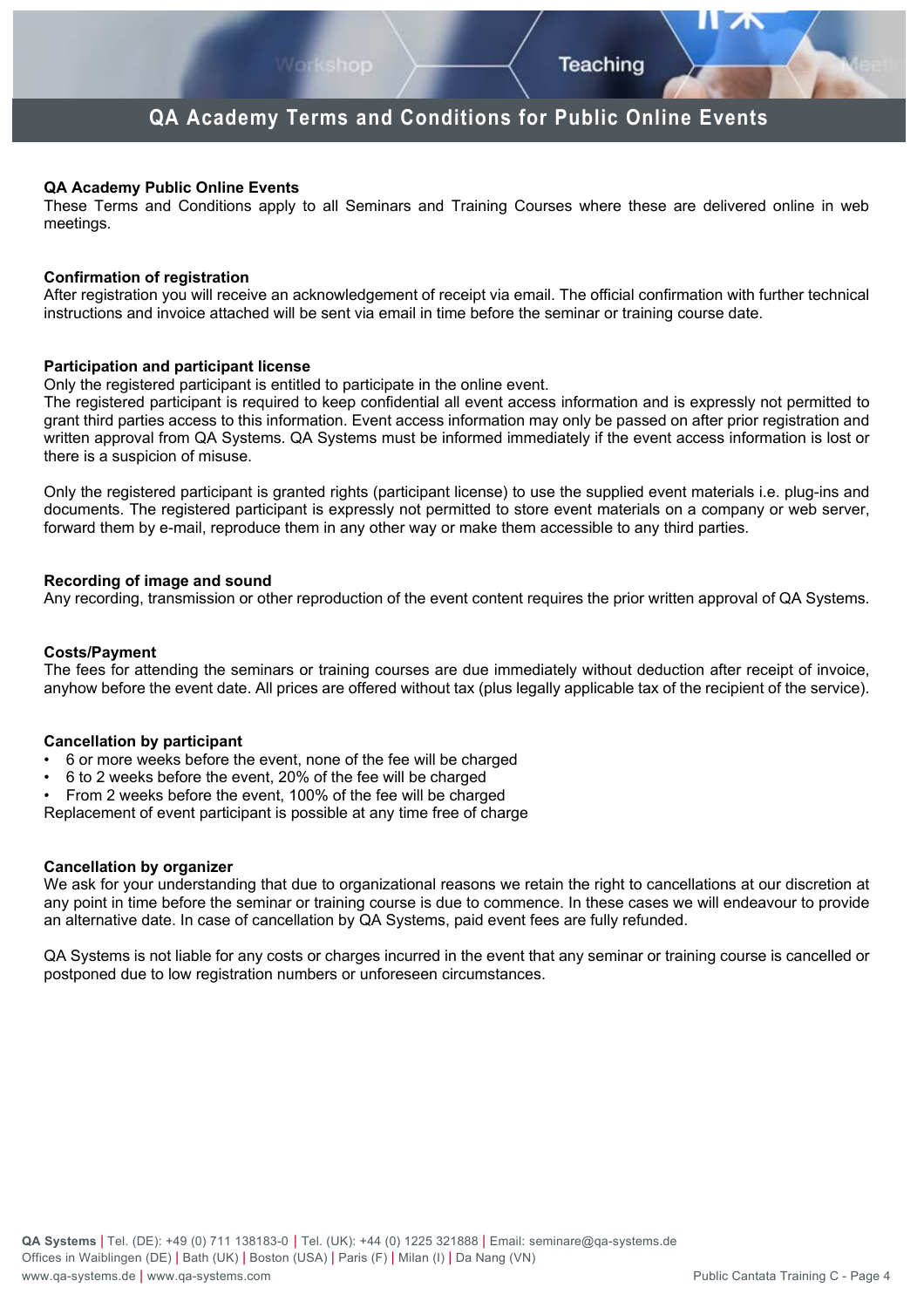# QA Academy Terms and Conditions for Public Online Events

**QA Academy Public Online Events**
These Terms and Conditions apply to all Seminars and Training Courses where these are delivered online in web meetings.

**Confirmation of registration**
After registration you will receive an acknowledgement of receipt via email. The official confirmation with further technical instructions and invoice attached will be sent via email in time before the seminar or training course date.

**Participation and participant license**
Only the registered participant is entitled to participate in the online event.
The registered participant is required to keep confidential all event access information and is expressly not permitted to grant third parties access to this information. Event access information may only be passed on after prior registration and written approval from QA Systems. QA Systems must be informed immediately if the event access information is lost or there is a suspicion of misuse.

Only the registered participant is granted rights (participant license) to use the supplied event materials i.e. plug-ins and documents. The registered participant is expressly not permitted to store event materials on a company or web server, forward them by e-mail, reproduce them in any other way or make them accessible to any third parties.

**Recording of image and sound**
Any recording, transmission or other reproduction of the event content requires the prior written approval of QA Systems.

**Costs/Payment**
The fees for attending the seminars or training courses are due immediately without deduction after receipt of invoice, anyhow before the event date. All prices are offered without tax (plus legally applicable tax of the recipient of the service).

**Cancellation by participant**

- 6 or more weeks before the event, none of the fee will be charged
- 6 to 2 weeks before the event, 20% of the fee will be charged
- From 2 weeks before the event, 100% of the fee will be charged

Replacement of event participant is possible at any time free of charge

**Cancellation by organizer**
We ask for your understanding that due to organizational reasons we retain the right to cancellations at our discretion at any point in time before the seminar or training course is due to commence. In these cases we will endeavour to provide an alternative date. In case of cancellation by QA Systems, paid event fees are fully refunded.

QA Systems is not liable for any costs or charges incurred in the event that any seminar or training course is cancelled or postponed due to low registration numbers or unforeseen circumstances.

**QA Systems** | Tel. (DE): +49 (0) 711 138183-0 | Tel. (UK): +44 (0) 1225 321888 | Email: seminare@qa-systems.de
Offices in Waiblingen (DE) | Bath (UK) | Boston (USA) | Paris (F) | Milan (I) | Da Nang (VN)
www.qa-systems.de | www.qa-systems.com